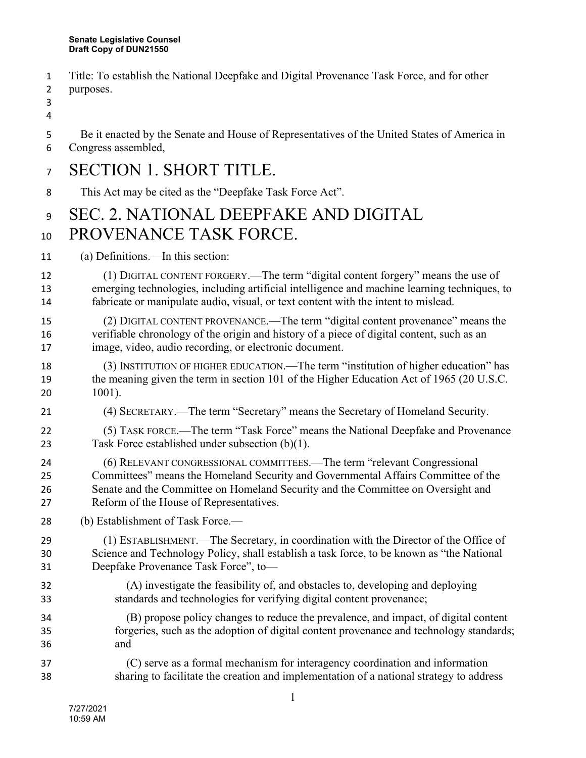Title: To establish the National Deepfake and Digital Provenance Task Force, and for other purposes.

Be it enacted by the Senate and House of Representatives of the United States of America in Congress assembled,

# SECTION 1. SHORT TITLE.

This Act may be cited as the "Deepfake Task Force Act".

# SEC. 2. NATIONAL DEEPFAKE AND DIGITAL PROVENANCE TASK FORCE.

(a) Definitions.—In this section:

(1) DIGITAL CONTENT FORGERY.—The term "digital content forgery" means the use of emerging technologies, including artificial intelligence and machine learning techniques, to fabricate or manipulate audio, visual, or text content with the intent to mislead.

(2) DIGITAL CONTENT PROVENANCE.—The term "digital content provenance" means the verifiable chronology of the origin and history of a piece of digital content, such as an image, video, audio recording, or electronic document.

(3) INSTITUTION OF HIGHER EDUCATION.—The term "institution of higher education" has the meaning given the term in section 101 of the Higher Education Act of 1965 (20 U.S.C. 1001).

(4) SECRETARY.—The term "Secretary" means the Secretary of Homeland Security.

(5) TASK FORCE.—The term "Task Force" means the National Deepfake and Provenance Task Force established under subsection (b)(1).

(6) RELEVANT CONGRESSIONAL COMMITTEES.—The term "relevant Congressional Committees" means the Homeland Security and Governmental Affairs Committee of the Senate and the Committee on Homeland Security and the Committee on Oversight and Reform of the House of Representatives.

(b) Establishment of Task Force.—

(1) ESTABLISHMENT.—The Secretary, in coordination with the Director of the Office of Science and Technology Policy, shall establish a task force, to be known as "the National Deepfake Provenance Task Force", to—

(A) investigate the feasibility of, and obstacles to, developing and deploying standards and technologies for verifying digital content provenance;

(B) propose policy changes to reduce the prevalence, and impact, of digital content forgeries, such as the adoption of digital content provenance and technology standards; and

(C) serve as a formal mechanism for interagency coordination and information sharing to facilitate the creation and implementation of a national strategy to address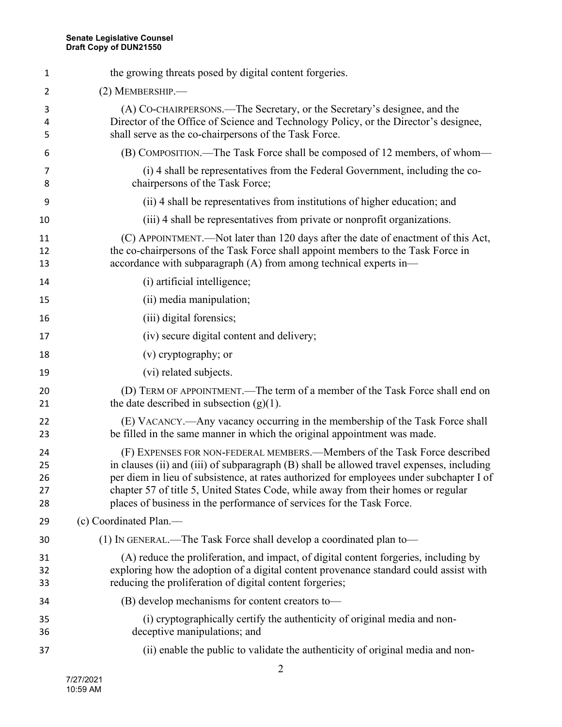the growing threats posed by digital content forgeries.

(2) MEMBERSHIP.—

(A) CO-CHAIRPERSONS.—The Secretary, or the Secretary's designee, and the Director of the Office of Science and Technology Policy, or the Director's designee, shall serve as the co-chairpersons of the Task Force.

(B) COMPOSITION.—The Task Force shall be composed of 12 members, of whom—

(i) 4 shall be representatives from the Federal Government, including the co-chairpersons of the Task Force;

(ii) 4 shall be representatives from institutions of higher education; and

(iii) 4 shall be representatives from private or nonprofit organizations.

(C) APPOINTMENT.—Not later than 120 days after the date of enactment of this Act, the co-chairpersons of the Task Force shall appoint members to the Task Force in accordance with subparagraph (A) from among technical experts in—

(i) artificial intelligence;

(ii) media manipulation;

(iii) digital forensics;

(iv) secure digital content and delivery;

(v) cryptography; or

(vi) related subjects.

(D) TERM OF APPOINTMENT.—The term of a member of the Task Force shall end on the date described in subsection (g)(1).

(E) VACANCY.—Any vacancy occurring in the membership of the Task Force shall be filled in the same manner in which the original appointment was made.

(F) EXPENSES FOR NON-FEDERAL MEMBERS.—Members of the Task Force described in clauses (ii) and (iii) of subparagraph (B) shall be allowed travel expenses, including per diem in lieu of subsistence, at rates authorized for employees under subchapter I of chapter 57 of title 5, United States Code, while away from their homes or regular places of business in the performance of services for the Task Force.

(c) Coordinated Plan.—

(1) IN GENERAL.—The Task Force shall develop a coordinated plan to—

(A) reduce the proliferation, and impact, of digital content forgeries, including by exploring how the adoption of a digital content provenance standard could assist with reducing the proliferation of digital content forgeries;

(B) develop mechanisms for content creators to—

(i) cryptographically certify the authenticity of original media and non-deceptive manipulations; and

(ii) enable the public to validate the authenticity of original media and non-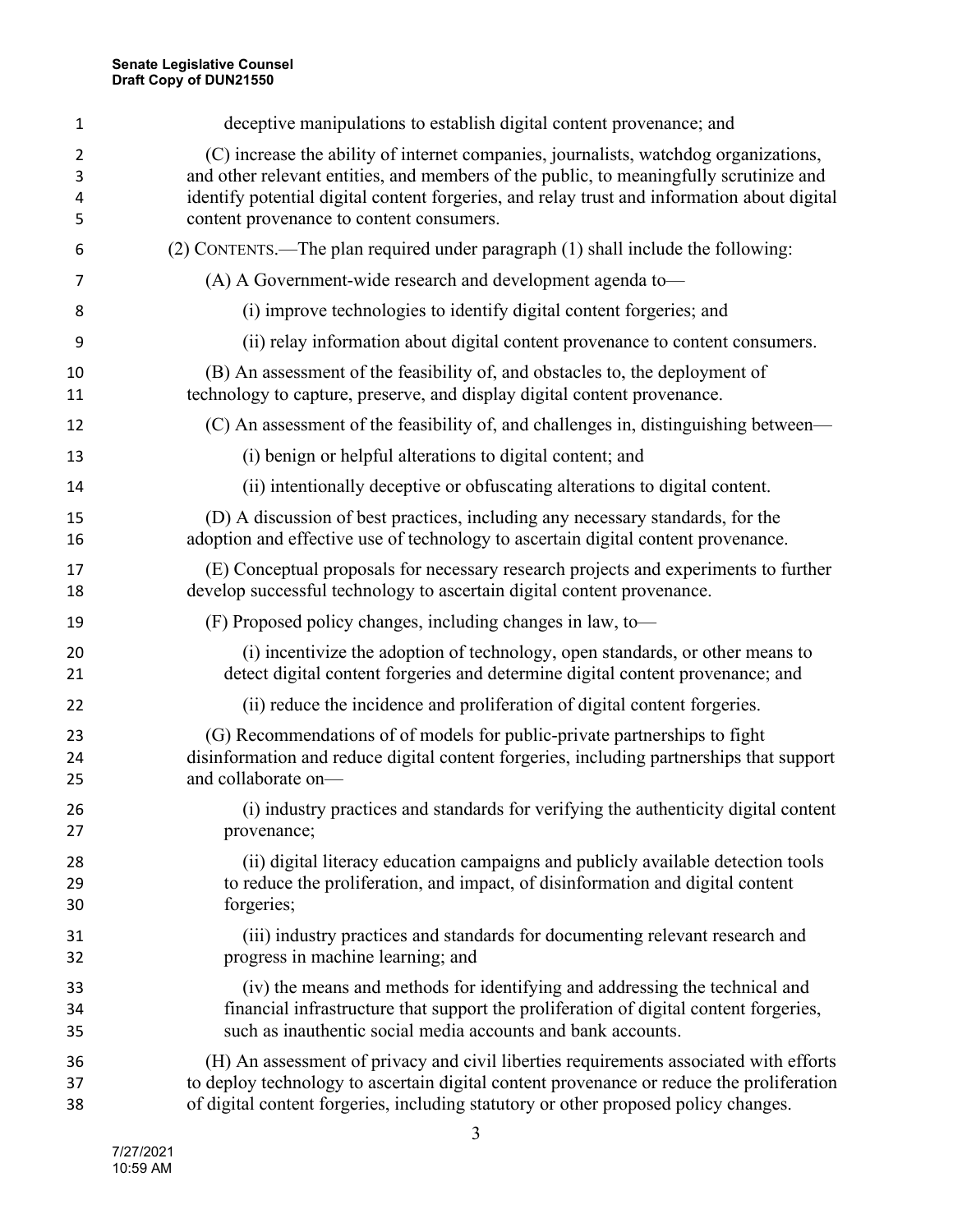deceptive manipulations to establish digital content provenance; and

(C) increase the ability of internet companies, journalists, watchdog organizations, and other relevant entities, and members of the public, to meaningfully scrutinize and identify potential digital content forgeries, and relay trust and information about digital content provenance to content consumers.

(2) CONTENTS.—The plan required under paragraph (1) shall include the following:

(A) A Government-wide research and development agenda to—

(i) improve technologies to identify digital content forgeries; and

(ii) relay information about digital content provenance to content consumers.

(B) An assessment of the feasibility of, and obstacles to, the deployment of technology to capture, preserve, and display digital content provenance.

(C) An assessment of the feasibility of, and challenges in, distinguishing between—

(i) benign or helpful alterations to digital content; and

(ii) intentionally deceptive or obfuscating alterations to digital content.

(D) A discussion of best practices, including any necessary standards, for the adoption and effective use of technology to ascertain digital content provenance.

(E) Conceptual proposals for necessary research projects and experiments to further develop successful technology to ascertain digital content provenance.

(F) Proposed policy changes, including changes in law, to—

(i) incentivize the adoption of technology, open standards, or other means to detect digital content forgeries and determine digital content provenance; and

(ii) reduce the incidence and proliferation of digital content forgeries.

(G) Recommendations of of models for public-private partnerships to fight disinformation and reduce digital content forgeries, including partnerships that support and collaborate on—

(i) industry practices and standards for verifying the authenticity digital content provenance;

(ii) digital literacy education campaigns and publicly available detection tools to reduce the proliferation, and impact, of disinformation and digital content forgeries;

(iii) industry practices and standards for documenting relevant research and progress in machine learning; and

(iv) the means and methods for identifying and addressing the technical and financial infrastructure that support the proliferation of digital content forgeries, such as inauthentic social media accounts and bank accounts.

(H) An assessment of privacy and civil liberties requirements associated with efforts to deploy technology to ascertain digital content provenance or reduce the proliferation of digital content forgeries, including statutory or other proposed policy changes.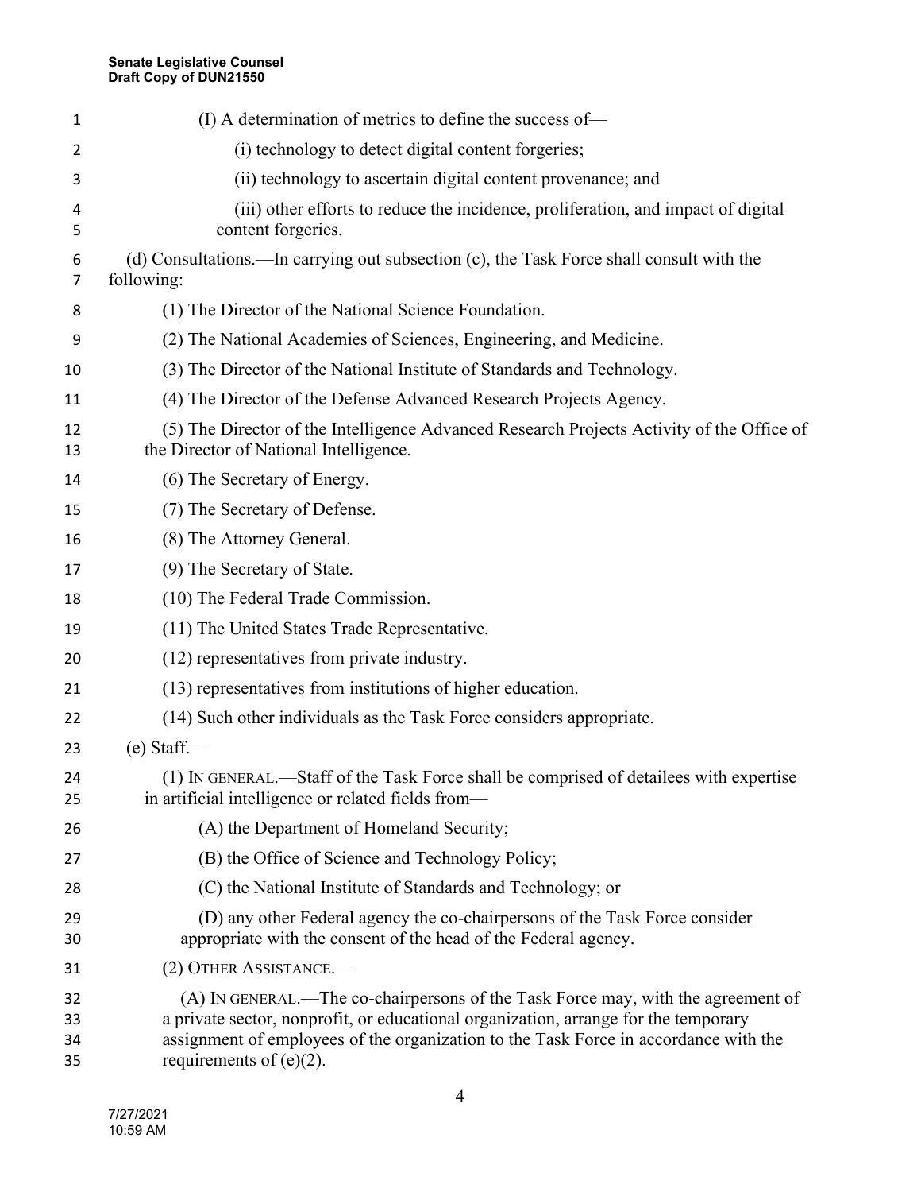(I) A determination of metrics to define the success of—

(i) technology to detect digital content forgeries;

(ii) technology to ascertain digital content provenance; and

(iii) other efforts to reduce the incidence, proliferation, and impact of digital content forgeries.

(d) Consultations.—In carrying out subsection (c), the Task Force shall consult with the following:

(1) The Director of the National Science Foundation.

(2) The National Academies of Sciences, Engineering, and Medicine.

(3) The Director of the National Institute of Standards and Technology.

(4) The Director of the Defense Advanced Research Projects Agency.

(5) The Director of the Intelligence Advanced Research Projects Activity of the Office of the Director of National Intelligence.

(6) The Secretary of Energy.

(7) The Secretary of Defense.

(8) The Attorney General.

(9) The Secretary of State.

(10) The Federal Trade Commission.

(11) The United States Trade Representative.

(12) representatives from private industry.

(13) representatives from institutions of higher education.

(14) Such other individuals as the Task Force considers appropriate.

(e) Staff.—

(1) IN GENERAL.—Staff of the Task Force shall be comprised of detailees with expertise in artificial intelligence or related fields from—

(A) the Department of Homeland Security;

(B) the Office of Science and Technology Policy;

(C) the National Institute of Standards and Technology; or

(D) any other Federal agency the co-chairpersons of the Task Force consider appropriate with the consent of the head of the Federal agency.

(2) OTHER ASSISTANCE.—

(A) IN GENERAL.—The co-chairpersons of the Task Force may, with the agreement of a private sector, nonprofit, or educational organization, arrange for the temporary assignment of employees of the organization to the Task Force in accordance with the requirements of (e)(2).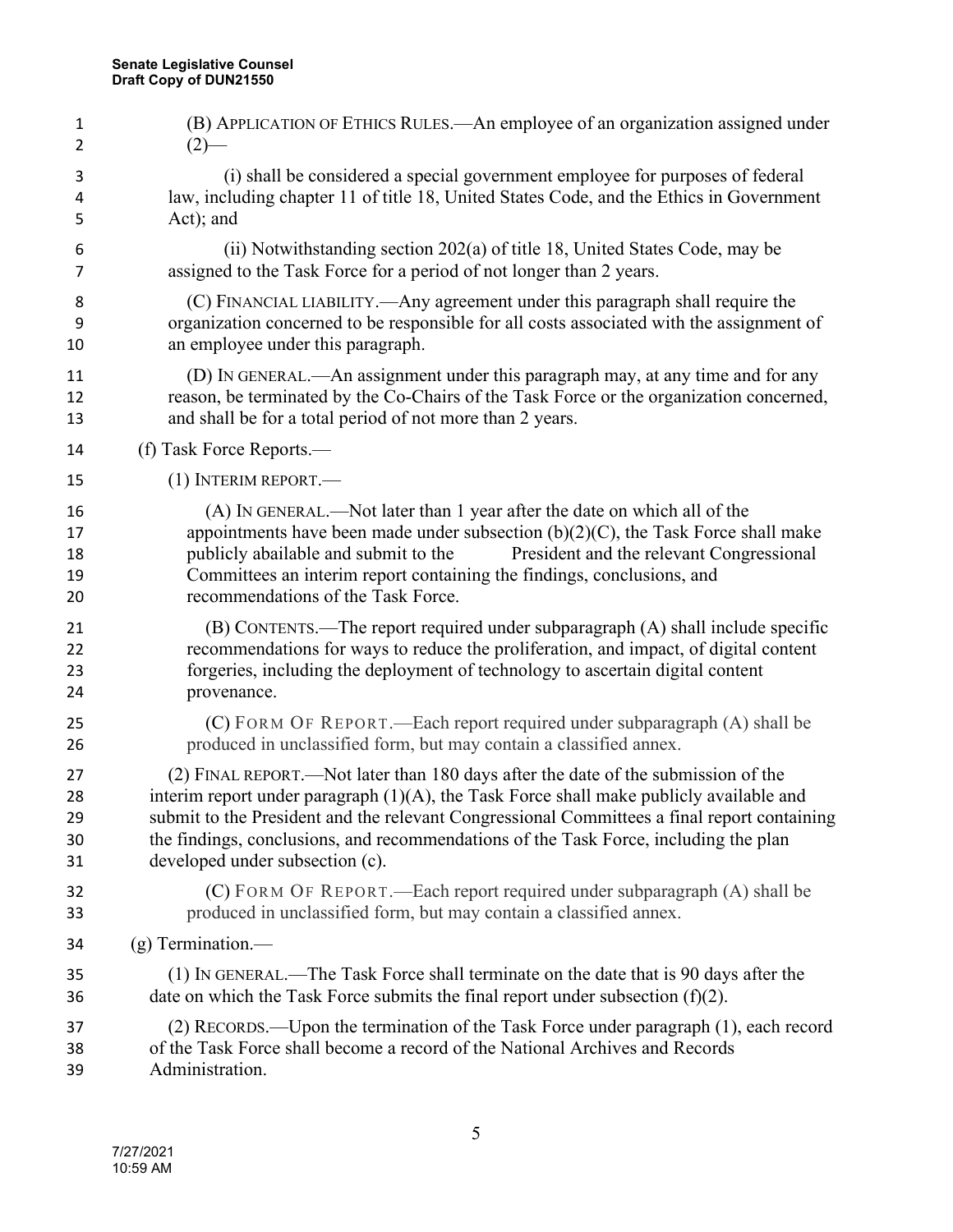(B) APPLICATION OF ETHICS RULES.—An employee of an organization assigned under (2)—

(i) shall be considered a special government employee for purposes of federal law, including chapter 11 of title 18, United States Code, and the Ethics in Government Act); and

(ii) Notwithstanding section 202(a) of title 18, United States Code, may be assigned to the Task Force for a period of not longer than 2 years.

(C) FINANCIAL LIABILITY.—Any agreement under this paragraph shall require the organization concerned to be responsible for all costs associated with the assignment of an employee under this paragraph.

(D) IN GENERAL.—An assignment under this paragraph may, at any time and for any reason, be terminated by the Co-Chairs of the Task Force or the organization concerned, and shall be for a total period of not more than 2 years.

(f) Task Force Reports.—

(1) INTERIM REPORT.—

(A) IN GENERAL.—Not later than 1 year after the date on which all of the appointments have been made under subsection (b)(2)(C), the Task Force shall make publicly abailable and submit to the President and the relevant Congressional Committees an interim report containing the findings, conclusions, and recommendations of the Task Force.

(B) CONTENTS.—The report required under subparagraph (A) shall include specific recommendations for ways to reduce the proliferation, and impact, of digital content forgeries, including the deployment of technology to ascertain digital content provenance.

(C) FORM OF REPORT.—Each report required under subparagraph (A) shall be produced in unclassified form, but may contain a classified annex.

(2) FINAL REPORT.—Not later than 180 days after the date of the submission of the interim report under paragraph (1)(A), the Task Force shall make publicly available and submit to the President and the relevant Congressional Committees a final report containing the findings, conclusions, and recommendations of the Task Force, including the plan developed under subsection (c).

(C) FORM OF REPORT.—Each report required under subparagraph (A) shall be produced in unclassified form, but may contain a classified annex.

(g) Termination.—

(1) IN GENERAL.—The Task Force shall terminate on the date that is 90 days after the date on which the Task Force submits the final report under subsection (f)(2).

(2) RECORDS.—Upon the termination of the Task Force under paragraph (1), each record of the Task Force shall become a record of the National Archives and Records Administration.